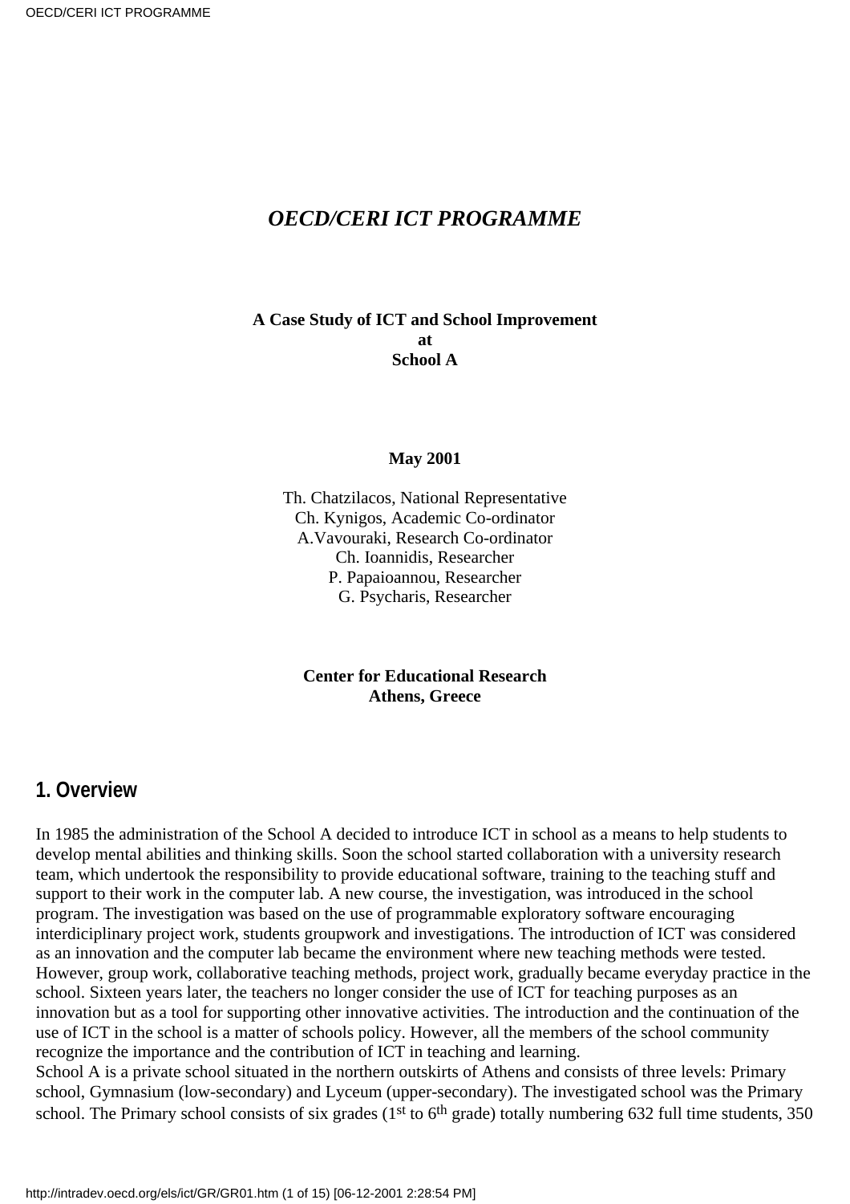# *OECD/CERI ICT PROGRAMME*

**A Case Study of ICT and School Improvement**
**at**
**School A**

**May 2001**

Th. Chatzilacos, National Representative
Ch. Kynigos, Academic Co-ordinator
A.Vavouraki, Research Co-ordinator
Ch. Ioannidis, Researcher
P. Papaioannou, Researcher
G. Psycharis, Researcher

**Center for Educational Research**
**Athens, Greece**

## 1. Overview

In 1985 the administration of the School A decided to introduce ICT in school as a means to help students to develop mental abilities and thinking skills. Soon the school started collaboration with a university research team, which undertook the responsibility to provide educational software, training to the teaching stuff and support to their work in the computer lab. A new course, the investigation, was introduced in the school program. The investigation was based on the use of programmable exploratory software encouraging interdiciplinary project work, students groupwork and investigations. The introduction of ICT was considered as an innovation and the computer lab became the environment where new teaching methods were tested. However, group work, collaborative teaching methods, project work, gradually became everyday practice in the school. Sixteen years later, the teachers no longer consider the use of ICT for teaching purposes as an innovation but as a tool for supporting other innovative activities. The introduction and the continuation of the use of ICT in the school is a matter of schools policy. However, all the members of the school community recognize the importance and the contribution of ICT in teaching and learning.

School A is a private school situated in the northern outskirts of Athens and consists of three levels: Primary school, Gymnasium (low-secondary) and Lyceum (upper-secondary). The investigated school was the Primary school. The Primary school consists of six grades (1st to 6th grade) totally numbering 632 full time students, 350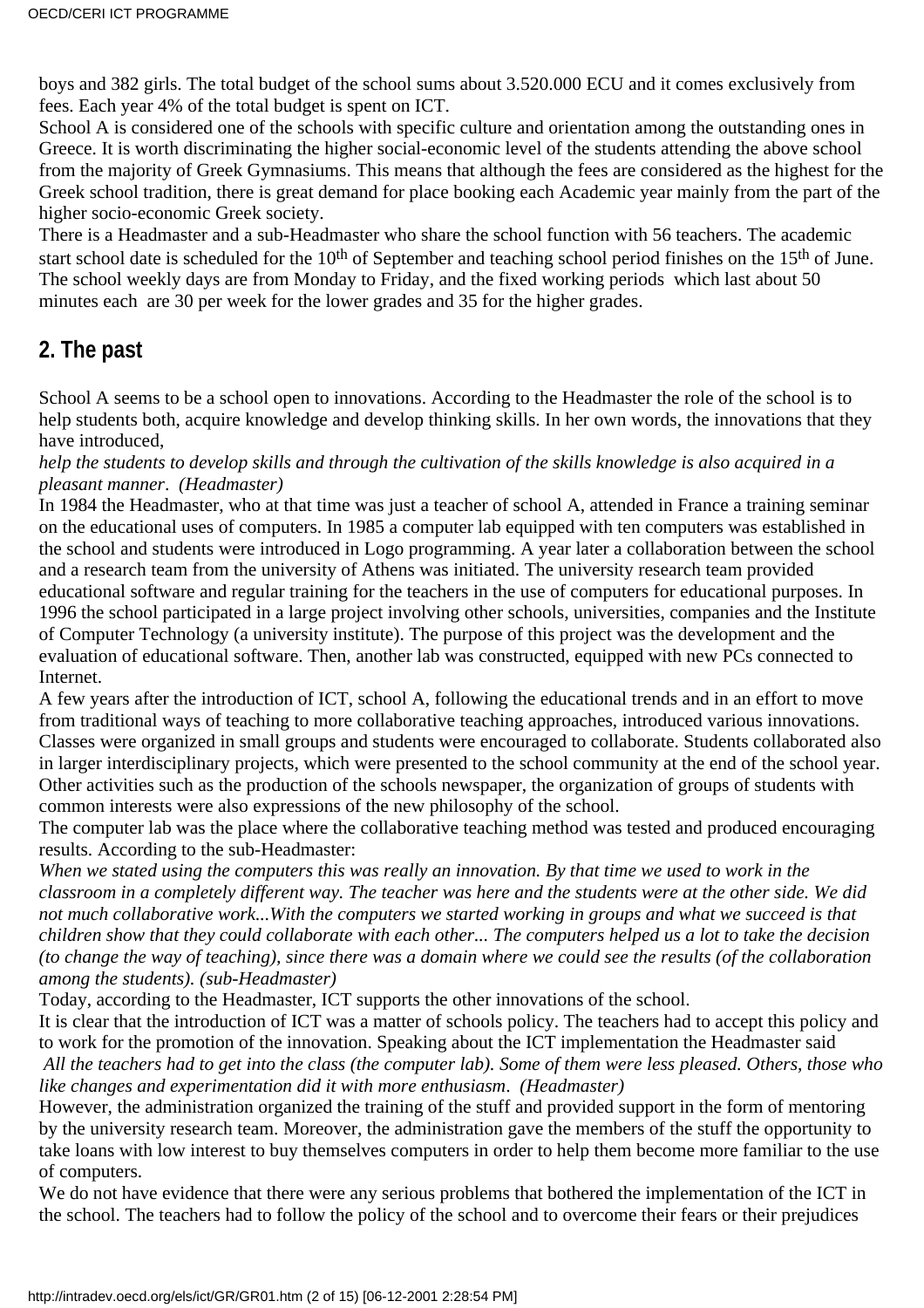boys and 382 girls. The total budget of the school sums about 3.520.000 ECU and it comes exclusively from fees. Each year 4% of the total budget is spent on ICT.

School A is considered one of the schools with specific culture and orientation among the outstanding ones in Greece. It is worth discriminating the higher social-economic level of the students attending the above school from the majority of Greek Gymnasiums. This means that although the fees are considered as the highest for the Greek school tradition, there is great demand for place booking each Academic year mainly from the part of the higher socio-economic Greek society.

There is a Headmaster and a sub-Headmaster who share the school function with 56 teachers. The academic start school date is scheduled for the 10th of September and teaching school period finishes on the 15th of June. The school weekly days are from Monday to Friday, and the fixed working periods which last about 50 minutes each are 30 per week for the lower grades and 35 for the higher grades.

## 2. The past

School A seems to be a school open to innovations. According to the Headmaster the role of the school is to help students both, acquire knowledge and develop thinking skills. In her own words, the innovations that they have introduced,

*help the students to develop skills and through the cultivation of the skills knowledge is also acquired in a pleasant manner. (Headmaster)*

In 1984 the Headmaster, who at that time was just a teacher of school A, attended in France a training seminar on the educational uses of computers. In 1985 a computer lab equipped with ten computers was established in the school and students were introduced in Logo programming. A year later a collaboration between the school and a research team from the university of Athens was initiated. The university research team provided educational software and regular training for the teachers in the use of computers for educational purposes. In 1996 the school participated in a large project involving other schools, universities, companies and the Institute of Computer Technology (a university institute). The purpose of this project was the development and the evaluation of educational software. Then, another lab was constructed, equipped with new PCs connected to Internet.

A few years after the introduction of ICT, school A, following the educational trends and in an effort to move from traditional ways of teaching to more collaborative teaching approaches, introduced various innovations. Classes were organized in small groups and students were encouraged to collaborate. Students collaborated also in larger interdisciplinary projects, which were presented to the school community at the end of the school year. Other activities such as the production of the schools newspaper, the organization of groups of students with common interests were also expressions of the new philosophy of the school.

The computer lab was the place where the collaborative teaching method was tested and produced encouraging results. According to the sub-Headmaster:

*When we stated using the computers this was really an innovation. By that time we used to work in the classroom in a completely different way. The teacher was here and the students were at the other side. We did not much collaborative work...With the computers we started working in groups and what we succeed is that children show that they could collaborate with each other... The computers helped us a lot to take the decision (to change the way of teaching), since there was a domain where we could see the results (of the collaboration among the students). (sub-Headmaster)*

Today, according to the Headmaster, ICT supports the other innovations of the school.

It is clear that the introduction of ICT was a matter of schools policy. The teachers had to accept this policy and to work for the promotion of the innovation. Speaking about the ICT implementation the Headmaster said

*All the teachers had to get into the class (the computer lab). Some of them were less pleased. Others, those who like changes and experimentation did it with more enthusiasm. (Headmaster)*

However, the administration organized the training of the stuff and provided support in the form of mentoring by the university research team. Moreover, the administration gave the members of the stuff the opportunity to take loans with low interest to buy themselves computers in order to help them become more familiar to the use of computers.

We do not have evidence that there were any serious problems that bothered the implementation of the ICT in the school. The teachers had to follow the policy of the school and to overcome their fears or their prejudices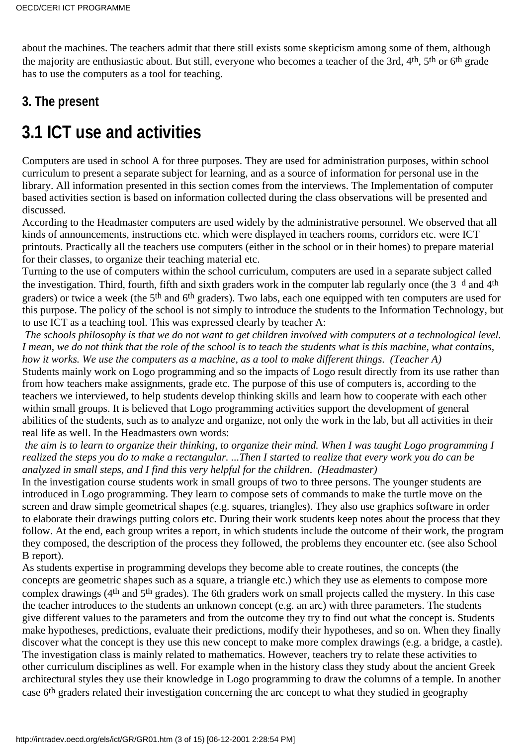about the machines. The teachers admit that there still exists some skepticism among some of them, although the majority are enthusiastic about. But still, everyone who becomes a teacher of the 3rd, 4th, 5th or 6th grade has to use the computers as a tool for teaching.

### 3. The present

## 3.1 ICT use and activities

Computers are used in school A for three purposes. They are used for administration purposes, within school curriculum to present a separate subject for learning, and as a source of information for personal use in the library. All information presented in this section comes from the interviews. The Implementation of computer based activities section is based on information collected during the class observations will be presented and discussed.

According to the Headmaster computers are used widely by the administrative personnel. We observed that all kinds of announcements, instructions etc. which were displayed in teachers rooms, corridors etc. were ICT printouts. Practically all the teachers use computers (either in the school or in their homes) to prepare material for their classes, to organize their teaching material etc.

Turning to the use of computers within the school curriculum, computers are used in a separate subject called the investigation. Third, fourth, fifth and sixth graders work in the computer lab regularly once (the 3 d and 4th graders) or twice a week (the 5th and 6th graders). Two labs, each one equipped with ten computers are used for this purpose. The policy of the school is not simply to introduce the students to the Information Technology, but to use ICT as a teaching tool. This was expressed clearly by teacher A:

*The schools philosophy is that we do not want to get children involved with computers at a technological level. I mean, we do not think that the role of the school is to teach the students what is this machine, what contains, how it works. We use the computers as a machine, as a tool to make different things. (Teacher A)*

Students mainly work on Logo programming and so the impacts of Logo result directly from its use rather than from how teachers make assignments, grade etc. The purpose of this use of computers is, according to the teachers we interviewed, to help students develop thinking skills and learn how to cooperate with each other within small groups. It is believed that Logo programming activities support the development of general abilities of the students, such as to analyze and organize, not only the work in the lab, but all activities in their real life as well. In the Headmasters own words:

*the aim is to learn to organize their thinking, to organize their mind. When I was taught Logo programming I realized the steps you do to make a rectangular. ...Then I started to realize that every work you do can be analyzed in small steps, and I find this very helpful for the children. (Headmaster)*

In the investigation course students work in small groups of two to three persons. The younger students are introduced in Logo programming. They learn to compose sets of commands to make the turtle move on the screen and draw simple geometrical shapes (e.g. squares, triangles). They also use graphics software in order to elaborate their drawings putting colors etc. During their work students keep notes about the process that they follow. At the end, each group writes a report, in which students include the outcome of their work, the program they composed, the description of the process they followed, the problems they encounter etc. (see also School B report).

As students expertise in programming develops they become able to create routines, the concepts (the concepts are geometric shapes such as a square, a triangle etc.) which they use as elements to compose more complex drawings (4th and 5th grades). The 6th graders work on small projects called the mystery. In this case the teacher introduces to the students an unknown concept (e.g. an arc) with three parameters. The students give different values to the parameters and from the outcome they try to find out what the concept is. Students make hypotheses, predictions, evaluate their predictions, modify their hypotheses, and so on. When they finally discover what the concept is they use this new concept to make more complex drawings (e.g. a bridge, a castle). The investigation class is mainly related to mathematics. However, teachers try to relate these activities to other curriculum disciplines as well. For example when in the history class they study about the ancient Greek architectural styles they use their knowledge in Logo programming to draw the columns of a temple. In another case 6th graders related their investigation concerning the arc concept to what they studied in geography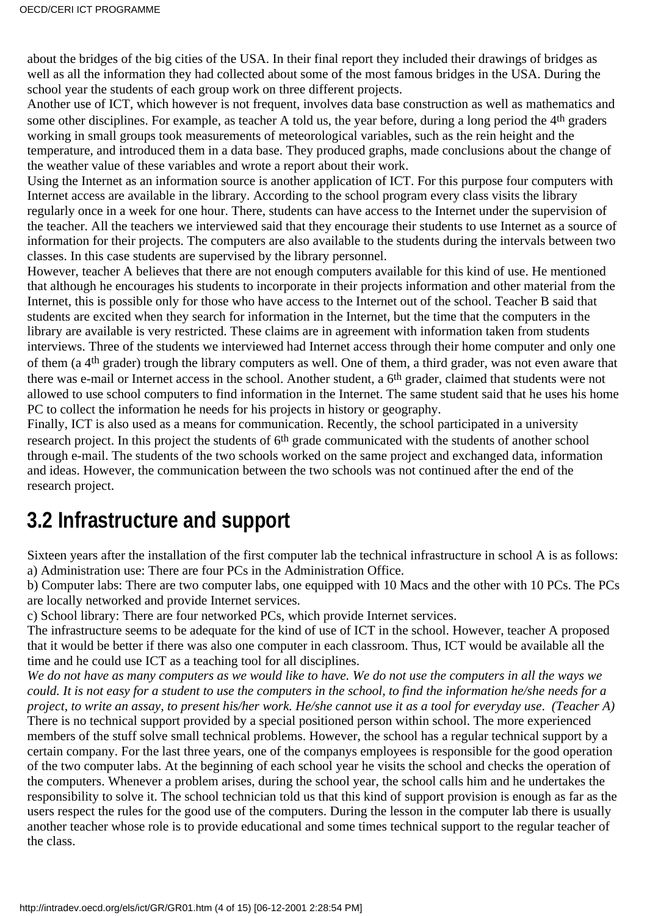about the bridges of the big cities of the USA. In their final report they included their drawings of bridges as well as all the information they had collected about some of the most famous bridges in the USA. During the school year the students of each group work on three different projects.

Another use of ICT, which however is not frequent, involves data base construction as well as mathematics and some other disciplines. For example, as teacher A told us, the year before, during a long period the 4th graders working in small groups took measurements of meteorological variables, such as the rein height and the temperature, and introduced them in a data base. They produced graphs, made conclusions about the change of the weather value of these variables and wrote a report about their work.

Using the Internet as an information source is another application of ICT. For this purpose four computers with Internet access are available in the library. According to the school program every class visits the library regularly once in a week for one hour. There, students can have access to the Internet under the supervision of the teacher. All the teachers we interviewed said that they encourage their students to use Internet as a source of information for their projects. The computers are also available to the students during the intervals between two classes. In this case students are supervised by the library personnel.

However, teacher A believes that there are not enough computers available for this kind of use. He mentioned that although he encourages his students to incorporate in their projects information and other material from the Internet, this is possible only for those who have access to the Internet out of the school. Teacher B said that students are excited when they search for information in the Internet, but the time that the computers in the library are available is very restricted. These claims are in agreement with information taken from students interviews. Three of the students we interviewed had Internet access through their home computer and only one of them (a 4th grader) trough the library computers as well. One of them, a third grader, was not even aware that there was e-mail or Internet access in the school. Another student, a 6th grader, claimed that students were not allowed to use school computers to find information in the Internet. The same student said that he uses his home PC to collect the information he needs for his projects in history or geography.

Finally, ICT is also used as a means for communication. Recently, the school participated in a university research project. In this project the students of 6th grade communicated with the students of another school through e-mail. The students of the two schools worked on the same project and exchanged data, information and ideas. However, the communication between the two schools was not continued after the end of the research project.

## 3.2 Infrastructure and support

Sixteen years after the installation of the first computer lab the technical infrastructure in school A is as follows:

a) Administration use: There are four PCs in the Administration Office.

b) Computer labs: There are two computer labs, one equipped with 10 Macs and the other with 10 PCs. The PCs are locally networked and provide Internet services.

c) School library: There are four networked PCs, which provide Internet services.

The infrastructure seems to be adequate for the kind of use of ICT in the school. However, teacher A proposed that it would be better if there was also one computer in each classroom. Thus, ICT would be available all the time and he could use ICT as a teaching tool for all disciplines.

*We do not have as many computers as we would like to have. We do not use the computers in all the ways we could. It is not easy for a student to use the computers in the school, to find the information he/she needs for a project, to write an assay, to present his/her work. He/she cannot use it as a tool for everyday use. (Teacher A)*

There is no technical support provided by a special positioned person within school. The more experienced members of the stuff solve small technical problems. However, the school has a regular technical support by a certain company. For the last three years, one of the companys employees is responsible for the good operation of the two computer labs. At the beginning of each school year he visits the school and checks the operation of the computers. Whenever a problem arises, during the school year, the school calls him and he undertakes the responsibility to solve it. The school technician told us that this kind of support provision is enough as far as the users respect the rules for the good use of the computers. During the lesson in the computer lab there is usually another teacher whose role is to provide educational and some times technical support to the regular teacher of the class.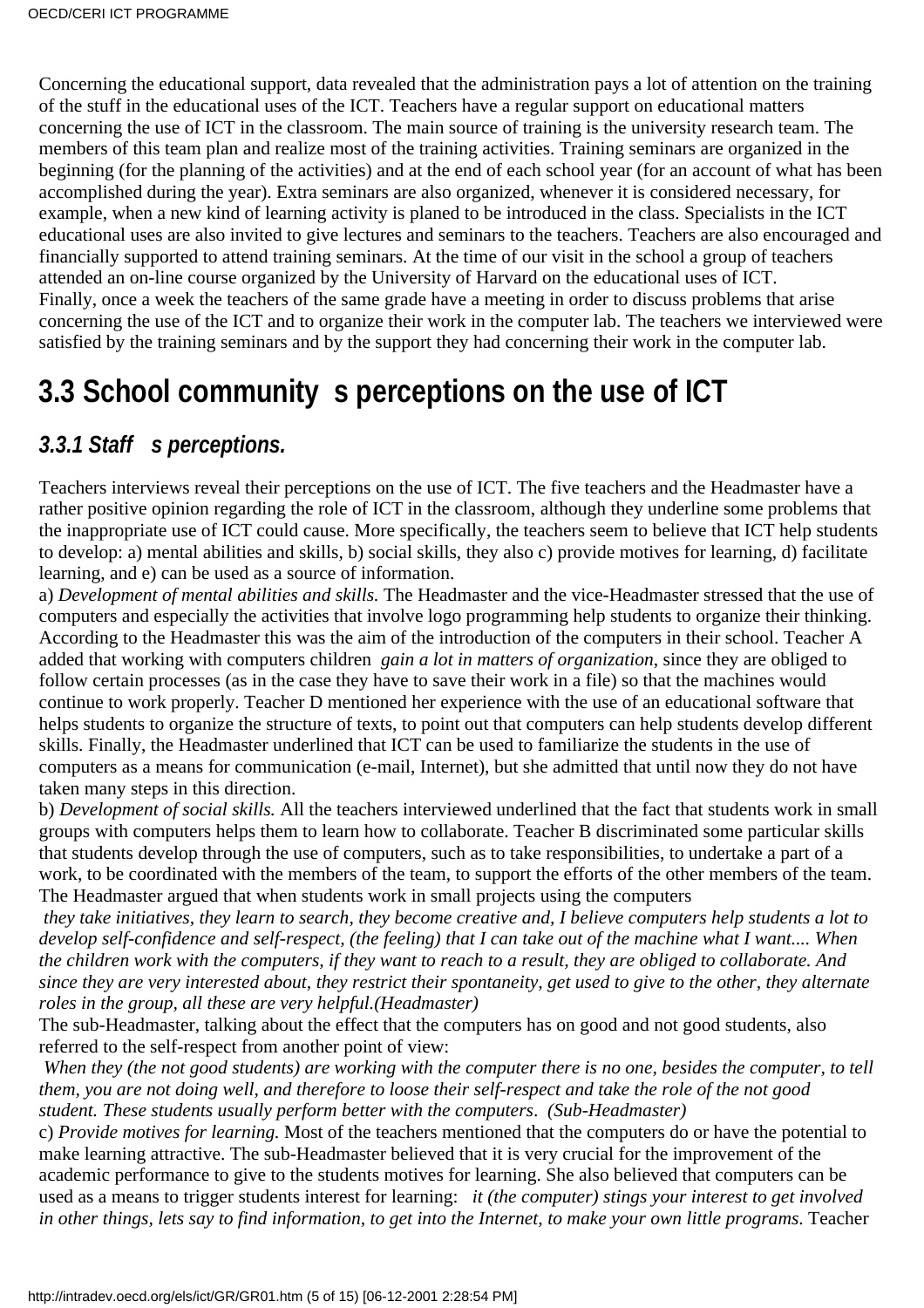Concerning the educational support, data revealed that the administration pays a lot of attention on the training of the stuff in the educational uses of the ICT. Teachers have a regular support on educational matters concerning the use of ICT in the classroom. The main source of training is the university research team. The members of this team plan and realize most of the training activities. Training seminars are organized in the beginning (for the planning of the activities) and at the end of each school year (for an account of what has been accomplished during the year). Extra seminars are also organized, whenever it is considered necessary, for example, when a new kind of learning activity is planed to be introduced in the class. Specialists in the ICT educational uses are also invited to give lectures and seminars to the teachers. Teachers are also encouraged and financially supported to attend training seminars. At the time of our visit in the school a group of teachers attended an on-line course organized by the University of Harvard on the educational uses of ICT.
Finally, once a week the teachers of the same grade have a meeting in order to discuss problems that arise concerning the use of the ICT and to organize their work in the computer lab. The teachers we interviewed were satisfied by the training seminars and by the support they had concerning their work in the computer lab.

## 3.3 School community s perceptions on the use of ICT

### *3.3.1 Staff s perceptions.*

Teachers interviews reveal their perceptions on the use of ICT. The five teachers and the Headmaster have a rather positive opinion regarding the role of ICT in the classroom, although they underline some problems that the inappropriate use of ICT could cause. More specifically, the teachers seem to believe that ICT help students to develop: a) mental abilities and skills, b) social skills, they also c) provide motives for learning, d) facilitate learning, and e) can be used as a source of information.
a) *Development of mental abilities and skills.* The Headmaster and the vice-Headmaster stressed that the use of computers and especially the activities that involve logo programming help students to organize their thinking. According to the Headmaster this was the aim of the introduction of the computers in their school. Teacher A added that working with computers children *gain a lot in matters of organization*, since they are obliged to follow certain processes (as in the case they have to save their work in a file) so that the machines would continue to work properly. Teacher D mentioned her experience with the use of an educational software that helps students to organize the structure of texts, to point out that computers can help students develop different skills. Finally, the Headmaster underlined that ICT can be used to familiarize the students in the use of computers as a means for communication (e-mail, Internet), but she admitted that until now they do not have taken many steps in this direction.
b) *Development of social skills.* All the teachers interviewed underlined that the fact that students work in small groups with computers helps them to learn how to collaborate. Teacher B discriminated some particular skills that students develop through the use of computers, such as to take responsibilities, to undertake a part of a work, to be coordinated with the members of the team, to support the efforts of the other members of the team. The Headmaster argued that when students work in small projects using the computers
*they take initiatives, they learn to search, they become creative and, I believe computers help students a lot to develop self-confidence and self-respect, (the feeling) that I can take out of the machine what I want.... When the children work with the computers, if they want to reach to a result, they are obliged to collaborate. And since they are very interested about, they restrict their spontaneity, get used to give to the other, they alternate roles in the group, all these are very helpful.(Headmaster)*
The sub-Headmaster, talking about the effect that the computers has on good and not good students, also referred to the self-respect from another point of view:
*When they (the not good students) are working with the computer there is no one, besides the computer, to tell them, you are not doing well, and therefore to loose their self-respect and take the role of the not good student. These students usually perform better with the computers. (Sub-Headmaster)*
c) *Provide motives for learning.* Most of the teachers mentioned that the computers do or have the potential to make learning attractive. The sub-Headmaster believed that it is very crucial for the improvement of the academic performance to give to the students motives for learning. She also believed that computers can be used as a means to trigger students interest for learning: *it (the computer) stings your interest to get involved in other things, lets say to find information, to get into the Internet, to make your own little programs*. Teacher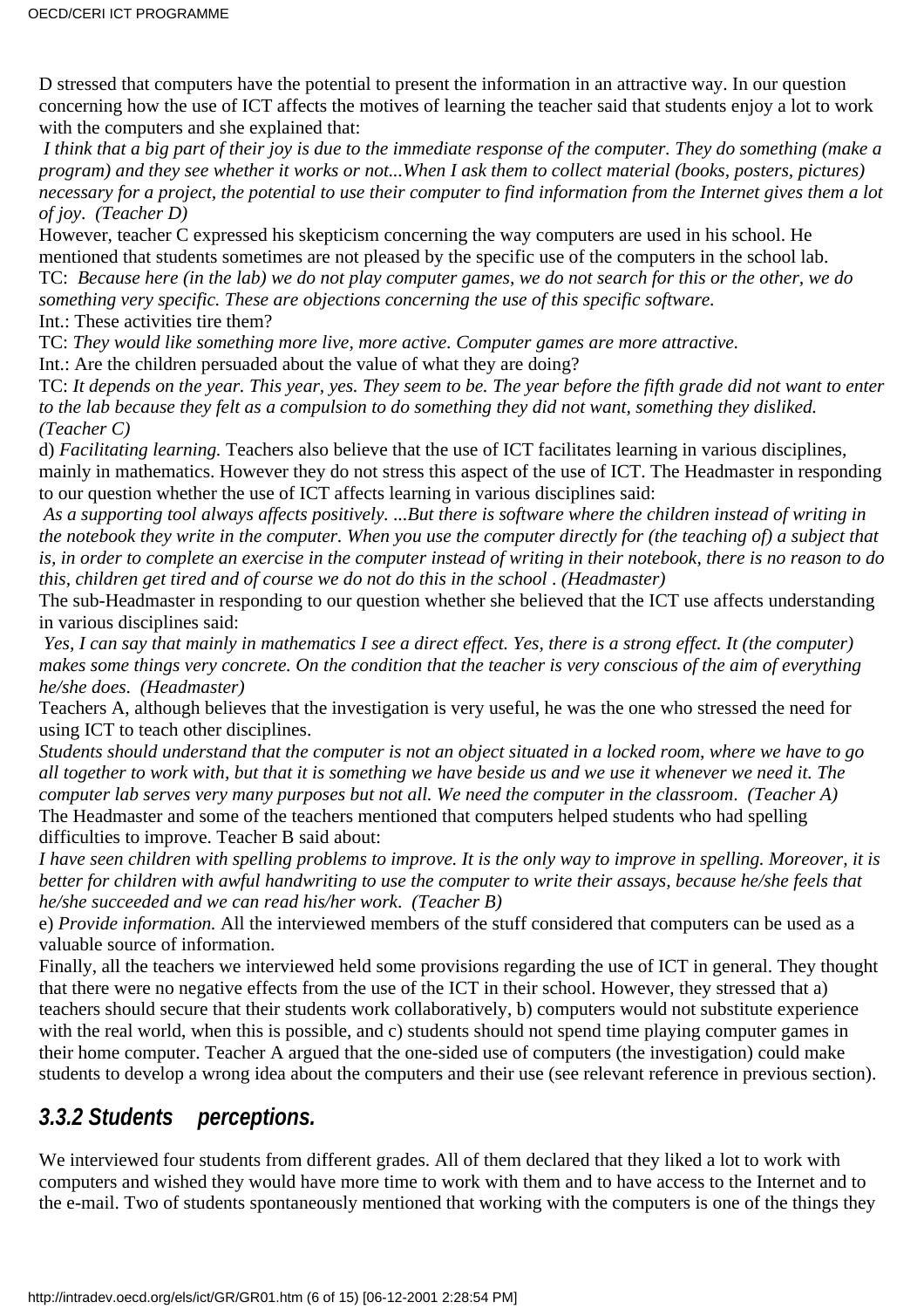D stressed that computers have the potential to present the information in an attractive way. In our question concerning how the use of ICT affects the motives of learning the teacher said that students enjoy a lot to work with the computers and she explained that:

*I think that a big part of their joy is due to the immediate response of the computer. They do something (make a program) and they see whether it works or not...When I ask them to collect material (books, posters, pictures) necessary for a project, the potential to use their computer to find information from the Internet gives them a lot of joy. (Teacher D)*

However, teacher C expressed his skepticism concerning the way computers are used in his school. He mentioned that students sometimes are not pleased by the specific use of the computers in the school lab.

TC: *Because here (in the lab) we do not play computer games, we do not search for this or the other, we do something very specific. These are objections concerning the use of this specific software.*

Int.: These activities tire them?

TC: *They would like something more live, more active. Computer games are more attractive.*

Int.: Are the children persuaded about the value of what they are doing?

TC: *It depends on the year. This year, yes. They seem to be. The year before the fifth grade did not want to enter to the lab because they felt as a compulsion to do something they did not want, something they disliked. (Teacher C)*

d) *Facilitating learning.* Teachers also believe that the use of ICT facilitates learning in various disciplines, mainly in mathematics. However they do not stress this aspect of the use of ICT. The Headmaster in responding to our question whether the use of ICT affects learning in various disciplines said:

*As a supporting tool always affects positively. ...But there is software where the children instead of writing in the notebook they write in the computer. When you use the computer directly for (the teaching of) a subject that is, in order to complete an exercise in the computer instead of writing in their notebook, there is no reason to do this, children get tired and of course we do not do this in the school . (Headmaster)*

The sub-Headmaster in responding to our question whether she believed that the ICT use affects understanding in various disciplines said:

*Yes, I can say that mainly in mathematics I see a direct effect. Yes, there is a strong effect. It (the computer) makes some things very concrete. On the condition that the teacher is very conscious of the aim of everything he/she does. (Headmaster)*

Teachers A, although believes that the investigation is very useful, he was the one who stressed the need for using ICT to teach other disciplines.

*Students should understand that the computer is not an object situated in a locked room, where we have to go all together to work with, but that it is something we have beside us and we use it whenever we need it. The computer lab serves very many purposes but not all. We need the computer in the classroom. (Teacher A)*

The Headmaster and some of the teachers mentioned that computers helped students who had spelling difficulties to improve. Teacher B said about:

*I have seen children with spelling problems to improve. It is the only way to improve in spelling. Moreover, it is better for children with awful handwriting to use the computer to write their assays, because he/she feels that he/she succeeded and we can read his/her work. (Teacher B)*

e) *Provide information.* All the interviewed members of the stuff considered that computers can be used as a valuable source of information.

Finally, all the teachers we interviewed held some provisions regarding the use of ICT in general. They thought that there were no negative effects from the use of the ICT in their school. However, they stressed that a) teachers should secure that their students work collaboratively, b) computers would not substitute experience with the real world, when this is possible, and c) students should not spend time playing computer games in their home computer. Teacher A argued that the one-sided use of computers (the investigation) could make students to develop a wrong idea about the computers and their use (see relevant reference in previous section).

### *3.3.2 Students perceptions.*

We interviewed four students from different grades. All of them declared that they liked a lot to work with computers and wished they would have more time to work with them and to have access to the Internet and to the e-mail. Two of students spontaneously mentioned that working with the computers is one of the things they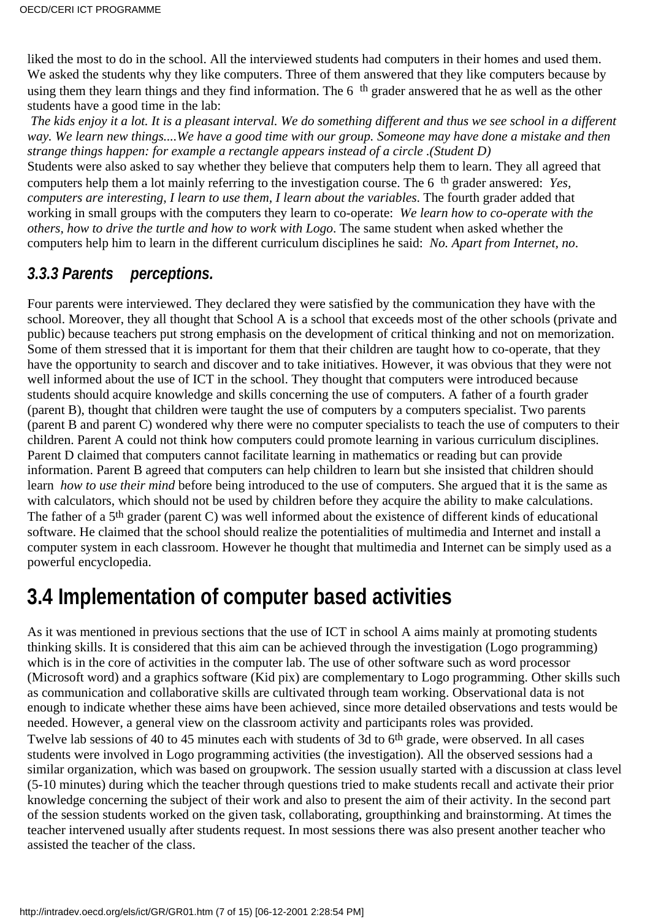liked the most to do in the school. All the interviewed students had computers in their homes and used them. We asked the students why they like computers. Three of them answered that they like computers because by using them they learn things and they find information. The 6th grader answered that he as well as the other students have a good time in the lab:

*The kids enjoy it a lot. It is a pleasant interval. We do something different and thus we see school in a different way. We learn new things....We have a good time with our group. Someone may have done a mistake and then strange things happen: for example a rectangle appears instead of a circle .(Student D)*

Students were also asked to say whether they believe that computers help them to learn. They all agreed that computers help them a lot mainly referring to the investigation course. The 6th grader answered: *Yes, computers are interesting, I learn to use them, I learn about the variables*. The fourth grader added that working in small groups with the computers they learn to co-operate: *We learn how to co-operate with the others, how to drive the turtle and how to work with Logo*. The same student when asked whether the computers help him to learn in the different curriculum disciplines he said: *No. Apart from Internet, no*.

### *3.3.3 Parents perceptions.*

Four parents were interviewed. They declared they were satisfied by the communication they have with the school. Moreover, they all thought that School A is a school that exceeds most of the other schools (private and public) because teachers put strong emphasis on the development of critical thinking and not on memorization. Some of them stressed that it is important for them that their children are taught how to co-operate, that they have the opportunity to search and discover and to take initiatives. However, it was obvious that they were not well informed about the use of ICT in the school. They thought that computers were introduced because students should acquire knowledge and skills concerning the use of computers. A father of a fourth grader (parent B), thought that children were taught the use of computers by a computers specialist. Two parents (parent B and parent C) wondered why there were no computer specialists to teach the use of computers to their children. Parent A could not think how computers could promote learning in various curriculum disciplines. Parent D claimed that computers cannot facilitate learning in mathematics or reading but can provide information. Parent B agreed that computers can help children to learn but she insisted that children should learn *how to use their mind* before being introduced to the use of computers. She argued that it is the same as with calculators, which should not be used by children before they acquire the ability to make calculations. The father of a 5th grader (parent C) was well informed about the existence of different kinds of educational software. He claimed that the school should realize the potentialities of multimedia and Internet and install a computer system in each classroom. However he thought that multimedia and Internet can be simply used as a powerful encyclopedia.

## 3.4 Implementation of computer based activities

As it was mentioned in previous sections that the use of ICT in school A aims mainly at promoting students thinking skills. It is considered that this aim can be achieved through the investigation (Logo programming) which is in the core of activities in the computer lab. The use of other software such as word processor (Microsoft word) and a graphics software (Kid pix) are complementary to Logo programming. Other skills such as communication and collaborative skills are cultivated through team working. Observational data is not enough to indicate whether these aims have been achieved, since more detailed observations and tests would be needed. However, a general view on the classroom activity and participants roles was provided.

Twelve lab sessions of 40 to 45 minutes each with students of 3d to 6th grade, were observed. In all cases students were involved in Logo programming activities (the investigation). All the observed sessions had a similar organization, which was based on groupwork. The session usually started with a discussion at class level (5-10 minutes) during which the teacher through questions tried to make students recall and activate their prior knowledge concerning the subject of their work and also to present the aim of their activity. In the second part of the session students worked on the given task, collaborating, groupthinking and brainstorming. At times the teacher intervened usually after students request. In most sessions there was also present another teacher who assisted the teacher of the class.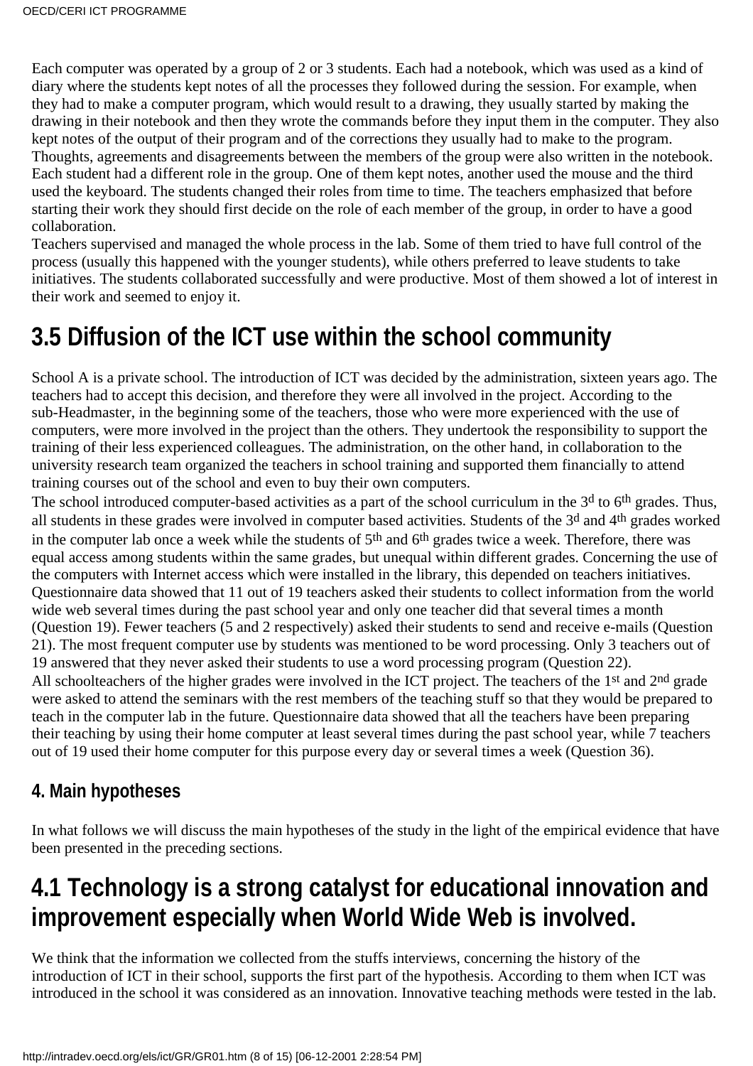Each computer was operated by a group of 2 or 3 students. Each had a notebook, which was used as a kind of diary where the students kept notes of all the processes they followed during the session. For example, when they had to make a computer program, which would result to a drawing, they usually started by making the drawing in their notebook and then they wrote the commands before they input them in the computer. They also kept notes of the output of their program and of the corrections they usually had to make to the program. Thoughts, agreements and disagreements between the members of the group were also written in the notebook. Each student had a different role in the group. One of them kept notes, another used the mouse and the third used the keyboard. The students changed their roles from time to time. The teachers emphasized that before starting their work they should first decide on the role of each member of the group, in order to have a good collaboration.

Teachers supervised and managed the whole process in the lab. Some of them tried to have full control of the process (usually this happened with the younger students), while others preferred to leave students to take initiatives. The students collaborated successfully and were productive. Most of them showed a lot of interest in their work and seemed to enjoy it.

## 3.5 Diffusion of the ICT use within the school community

School A is a private school. The introduction of ICT was decided by the administration, sixteen years ago. The teachers had to accept this decision, and therefore they were all involved in the project. According to the sub-Headmaster, in the beginning some of the teachers, those who were more experienced with the use of computers, were more involved in the project than the others. They undertook the responsibility to support the training of their less experienced colleagues. The administration, on the other hand, in collaboration to the university research team organized the teachers in school training and supported them financially to attend training courses out of the school and even to buy their own computers.

The school introduced computer-based activities as a part of the school curriculum in the 3d to 6th grades. Thus, all students in these grades were involved in computer based activities. Students of the 3d and 4th grades worked in the computer lab once a week while the students of 5th and 6th grades twice a week. Therefore, there was equal access among students within the same grades, but unequal within different grades. Concerning the use of the computers with Internet access which were installed in the library, this depended on teachers initiatives. Questionnaire data showed that 11 out of 19 teachers asked their students to collect information from the world wide web several times during the past school year and only one teacher did that several times a month (Question 19). Fewer teachers (5 and 2 respectively) asked their students to send and receive e-mails (Question 21). The most frequent computer use by students was mentioned to be word processing. Only 3 teachers out of 19 answered that they never asked their students to use a word processing program (Question 22).

All schoolteachers of the higher grades were involved in the ICT project. The teachers of the 1st and 2nd grade were asked to attend the seminars with the rest members of the teaching stuff so that they would be prepared to teach in the computer lab in the future. Questionnaire data showed that all the teachers have been preparing their teaching by using their home computer at least several times during the past school year, while 7 teachers out of 19 used their home computer for this purpose every day or several times a week (Question 36).

### 4. Main hypotheses

In what follows we will discuss the main hypotheses of the study in the light of the empirical evidence that have been presented in the preceding sections.

## 4.1 Technology is a strong catalyst for educational innovation and improvement especially when World Wide Web is involved.

We think that the information we collected from the stuffs interviews, concerning the history of the introduction of ICT in their school, supports the first part of the hypothesis. According to them when ICT was introduced in the school it was considered as an innovation. Innovative teaching methods were tested in the lab.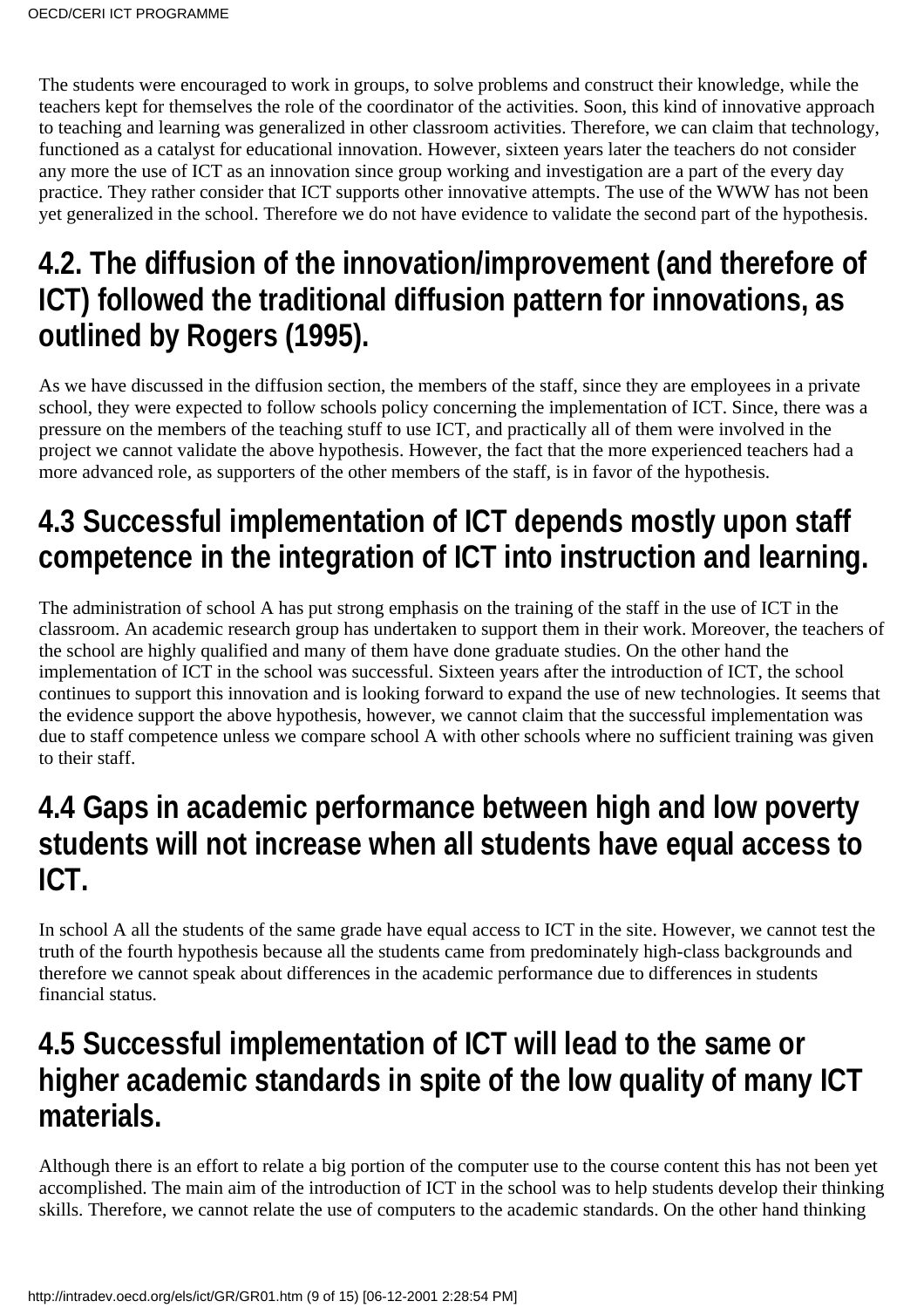The students were encouraged to work in groups, to solve problems and construct their knowledge, while the teachers kept for themselves the role of the coordinator of the activities. Soon, this kind of innovative approach to teaching and learning was generalized in other classroom activities. Therefore, we can claim that technology, functioned as a catalyst for educational innovation. However, sixteen years later the teachers do not consider any more the use of ICT as an innovation since group working and investigation are a part of the every day practice. They rather consider that ICT supports other innovative attempts. The use of the WWW has not been yet generalized in the school. Therefore we do not have evidence to validate the second part of the hypothesis.

## 4.2. The diffusion of the innovation/improvement (and therefore of ICT) followed the traditional diffusion pattern for innovations, as outlined by Rogers (1995).

As we have discussed in the diffusion section, the members of the staff, since they are employees in a private school, they were expected to follow schools policy concerning the implementation of ICT. Since, there was a pressure on the members of the teaching stuff to use ICT, and practically all of them were involved in the project we cannot validate the above hypothesis. However, the fact that the more experienced teachers had a more advanced role, as supporters of the other members of the staff, is in favor of the hypothesis.

## 4.3 Successful implementation of ICT depends mostly upon staff competence in the integration of ICT into instruction and learning.

The administration of school A has put strong emphasis on the training of the staff in the use of ICT in the classroom. An academic research group has undertaken to support them in their work. Moreover, the teachers of the school are highly qualified and many of them have done graduate studies. On the other hand the implementation of ICT in the school was successful. Sixteen years after the introduction of ICT, the school continues to support this innovation and is looking forward to expand the use of new technologies. It seems that the evidence support the above hypothesis, however, we cannot claim that the successful implementation was due to staff competence unless we compare school A with other schools where no sufficient training was given to their staff.

## 4.4 Gaps in academic performance between high and low poverty students will not increase when all students have equal access to ICT.

In school A all the students of the same grade have equal access to ICT in the site. However, we cannot test the truth of the fourth hypothesis because all the students came from predominately high-class backgrounds and therefore we cannot speak about differences in the academic performance due to differences in students financial status.

## 4.5 Successful implementation of ICT will lead to the same or higher academic standards in spite of the low quality of many ICT materials.

Although there is an effort to relate a big portion of the computer use to the course content this has not been yet accomplished. The main aim of the introduction of ICT in the school was to help students develop their thinking skills. Therefore, we cannot relate the use of computers to the academic standards. On the other hand thinking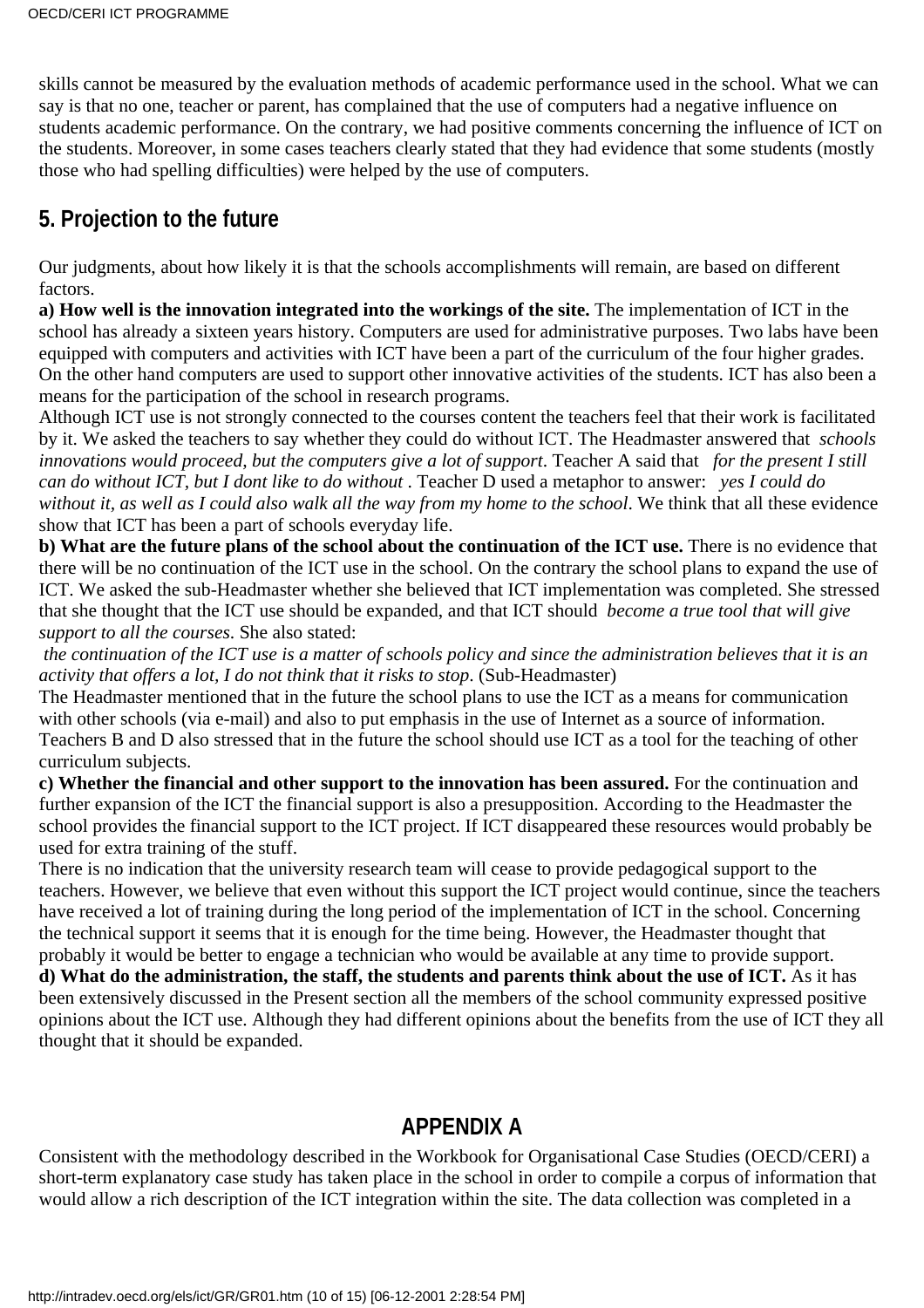skills cannot be measured by the evaluation methods of academic performance used in the school. What we can say is that no one, teacher or parent, has complained that the use of computers had a negative influence on students academic performance. On the contrary, we had positive comments concerning the influence of ICT on the students. Moreover, in some cases teachers clearly stated that they had evidence that some students (mostly those who had spelling difficulties) were helped by the use of computers.

## 5. Projection to the future

Our judgments, about how likely it is that the schools accomplishments will remain, are based on different factors.

**a) How well is the innovation integrated into the workings of the site.** The implementation of ICT in the school has already a sixteen years history. Computers are used for administrative purposes. Two labs have been equipped with computers and activities with ICT have been a part of the curriculum of the four higher grades. On the other hand computers are used to support other innovative activities of the students. ICT has also been a means for the participation of the school in research programs.

Although ICT use is not strongly connected to the courses content the teachers feel that their work is facilitated by it. We asked the teachers to say whether they could do without ICT. The Headmaster answered that *schools innovations would proceed, but the computers give a lot of support*. Teacher A said that *for the present I still can do without ICT, but I dont like to do without* . Teacher D used a metaphor to answer: *yes I could do without it, as well as I could also walk all the way from my home to the school*. We think that all these evidence show that ICT has been a part of schools everyday life.

**b) What are the future plans of the school about the continuation of the ICT use.** There is no evidence that there will be no continuation of the ICT use in the school. On the contrary the school plans to expand the use of ICT. We asked the sub-Headmaster whether she believed that ICT implementation was completed. She stressed that she thought that the ICT use should be expanded, and that ICT should *become a true tool that will give support to all the courses*. She also stated:

*the continuation of the ICT use is a matter of schools policy and since the administration believes that it is an activity that offers a lot, I do not think that it risks to stop*. (Sub-Headmaster)

The Headmaster mentioned that in the future the school plans to use the ICT as a means for communication with other schools (via e-mail) and also to put emphasis in the use of Internet as a source of information. Teachers B and D also stressed that in the future the school should use ICT as a tool for the teaching of other curriculum subjects.

**c) Whether the financial and other support to the innovation has been assured.** For the continuation and further expansion of the ICT the financial support is also a presupposition. According to the Headmaster the school provides the financial support to the ICT project. If ICT disappeared these resources would probably be used for extra training of the stuff.

There is no indication that the university research team will cease to provide pedagogical support to the teachers. However, we believe that even without this support the ICT project would continue, since the teachers have received a lot of training during the long period of the implementation of ICT in the school. Concerning the technical support it seems that it is enough for the time being. However, the Headmaster thought that probably it would be better to engage a technician who would be available at any time to provide support.

**d) What do the administration, the staff, the students and parents think about the use of ICT.** As it has been extensively discussed in the Present section all the members of the school community expressed positive opinions about the ICT use. Although they had different opinions about the benefits from the use of ICT they all thought that it should be expanded.

## APPENDIX A

Consistent with the methodology described in the Workbook for Organisational Case Studies (OECD/CERI) a short-term explanatory case study has taken place in the school in order to compile a corpus of information that would allow a rich description of the ICT integration within the site. The data collection was completed in a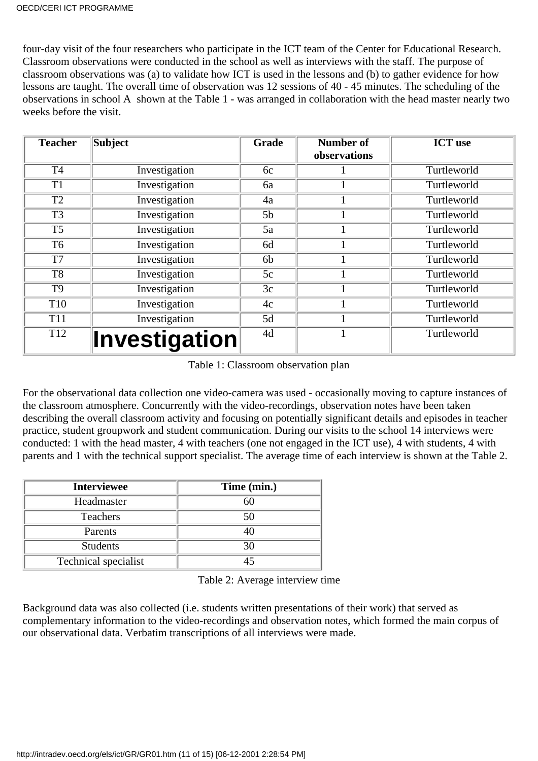four-day visit of the four researchers who participate in the ICT team of the Center for Educational Research. Classroom observations were conducted in the school as well as interviews with the staff. The purpose of classroom observations was (a) to validate how ICT is used in the lessons and (b) to gather evidence for how lessons are taught. The overall time of observation was 12 sessions of 40 - 45 minutes. The scheduling of the observations in school A shown at the Table 1 - was arranged in collaboration with the head master nearly two weeks before the visit.

| Teacher | Subject | Grade | Number of observations | ICT use |
|---|---|---|---|---|
| T4 | Investigation | 6c | 1 | Turtleworld |
| T1 | Investigation | 6a | 1 | Turtleworld |
| T2 | Investigation | 4a | 1 | Turtleworld |
| T3 | Investigation | 5b | 1 | Turtleworld |
| T5 | Investigation | 5a | 1 | Turtleworld |
| T6 | Investigation | 6d | 1 | Turtleworld |
| T7 | Investigation | 6b | 1 | Turtleworld |
| T8 | Investigation | 5c | 1 | Turtleworld |
| T9 | Investigation | 3c | 1 | Turtleworld |
| T10 | Investigation | 4c | 1 | Turtleworld |
| T11 | Investigation | 5d | 1 | Turtleworld |
| T12 | Investigation | 4d | 1 | Turtleworld |

Table 1: Classroom observation plan

For the observational data collection one video-camera was used - occasionally moving to capture instances of the classroom atmosphere. Concurrently with the video-recordings, observation notes have been taken describing the overall classroom activity and focusing on potentially significant details and episodes in teacher practice, student groupwork and student communication. During our visits to the school 14 interviews were conducted: 1 with the head master, 4 with teachers (one not engaged in the ICT use), 4 with students, 4 with parents and 1 with the technical support specialist. The average time of each interview is shown at the Table 2.

| Interviewee | Time (min.) |
|---|---|
| Headmaster | 60 |
| Teachers | 50 |
| Parents | 40 |
| Students | 30 |
| Technical specialist | 45 |

Table 2: Average interview time

Background data was also collected (i.e. students written presentations of their work) that served as complementary information to the video-recordings and observation notes, which formed the main corpus of our observational data. Verbatim transcriptions of all interviews were made.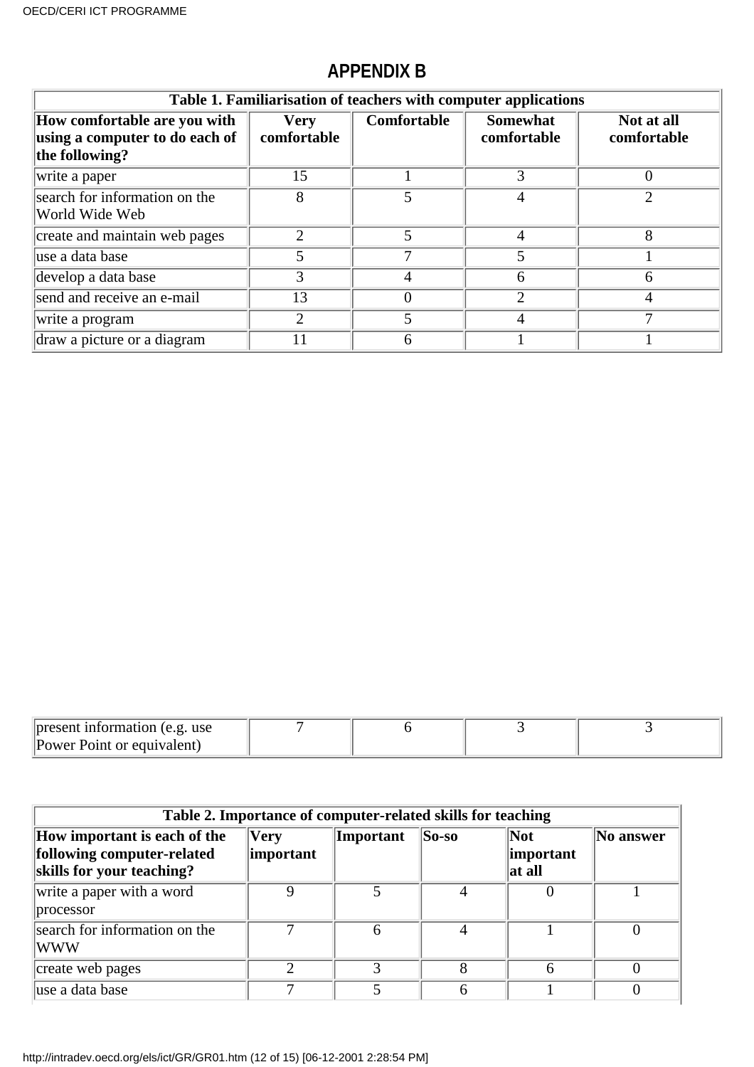# APPENDIX B

**Table 1. Familiarisation of teachers with computer applications**

| How comfortable are you with using a computer to do each of the following? | Very comfortable | Comfortable | Somewhat comfortable | Not at all comfortable |
|---|---|---|---|---|
| write a paper | 15 | 1 | 3 | 0 |
| search for information on the World Wide Web | 8 | 5 | 4 | 2 |
| create and maintain web pages | 2 | 5 | 4 | 8 |
| use a data base | 5 | 7 | 5 | 1 |
| develop a data base | 3 | 4 | 6 | 6 |
| send and receive an e-mail | 13 | 0 | 2 | 4 |
| write a program | 2 | 5 | 4 | 7 |
| draw a picture or a diagram | 11 | 6 | 1 | 1 |
| present information (e.g. use Power Point or equivalent) | 7 | 6 | 3 | 3 |

**Table 2. Importance of computer-related skills for teaching**

| How important is each of the following computer-related skills for your teaching? | Very important | Important | So-so | Not important at all | No answer |
|---|---|---|---|---|---|
| write a paper with a word processor | 9 | 5 | 4 | 0 | 1 |
| search for information on the WWW | 7 | 6 | 4 | 1 | 0 |
| create web pages | 2 | 3 | 8 | 6 | 0 |
| use a data base | 7 | 5 | 6 | 1 | 0 |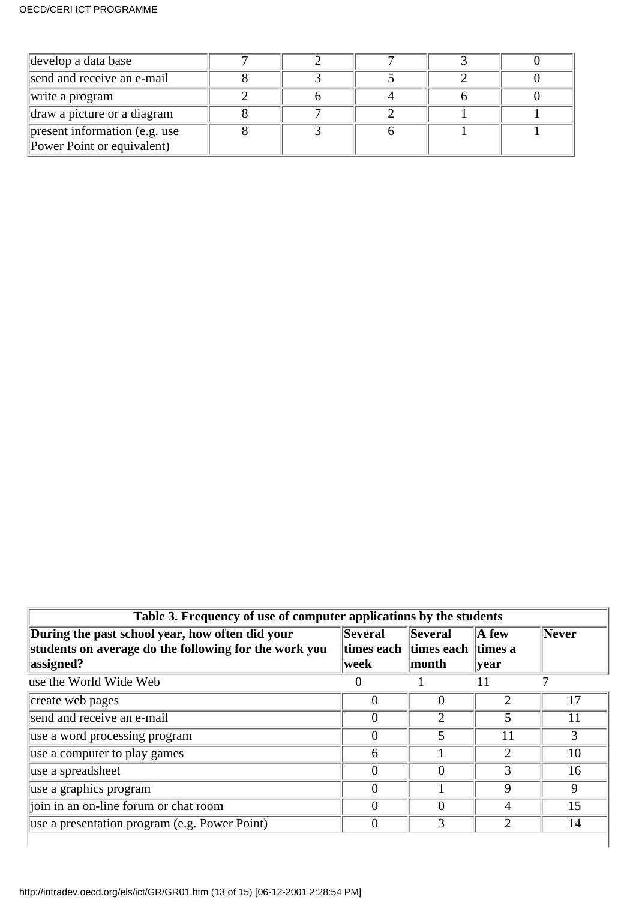| | | | | | |
|---|---|---|---|---|---|
| develop a data base | 7 | 2 | 7 | 3 | 0 |
| send and receive an e-mail | 8 | 3 | 5 | 2 | 0 |
| write a program | 2 | 6 | 4 | 6 | 0 |
| draw a picture or a diagram | 8 | 7 | 2 | 1 | 1 |
| present information (e.g. use Power Point or equivalent) | 8 | 3 | 6 | 1 | 1 |

**Table 3. Frequency of use of computer applications by the students**

| During the past school year, how often did your students on average do the following for the work you assigned? | Several times each week | Several times each month | A few times a year | Never |
|---|---|---|---|---|
| use the World Wide Web | 0 | 1 | 11 | 7 |
| create web pages | 0 | 0 | 2 | 17 |
| send and receive an e-mail | 0 | 2 | 5 | 11 |
| use a word processing program | 0 | 5 | 11 | 3 |
| use a computer to play games | 6 | 1 | 2 | 10 |
| use a spreadsheet | 0 | 0 | 3 | 16 |
| use a graphics program | 0 | 1 | 9 | 9 |
| join in an on-line forum or chat room | 0 | 0 | 4 | 15 |
| use a presentation program (e.g. Power Point) | 0 | 3 | 2 | 14 |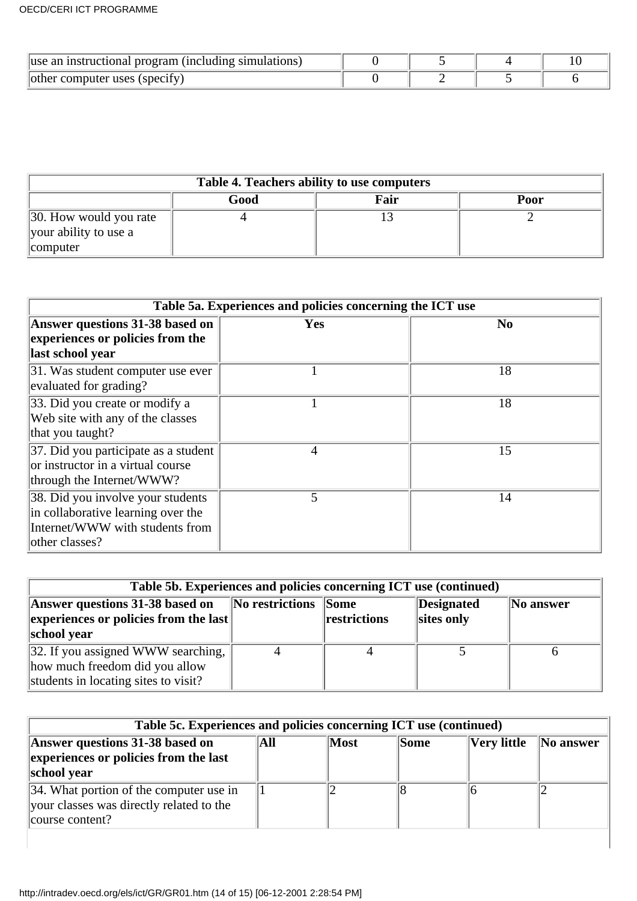| use an instructional program (including simulations) | 0 | 5 | 4 | 10 |
|---|---|---|---|---|
| other computer uses (specify) | 0 | 2 | 5 | 6 |

| Table 4. Teachers ability to use computers | | | |
|---|---|---|---|
| | **Good** | **Fair** | **Poor** |
| 30. How would you rate your ability to use a computer | 4 | 13 | 2 |

| Table 5a. Experiences and policies concerning the ICT use | | |
|---|---|---|
| **Answer questions 31-38 based on experiences or policies from the last school year** | **Yes** | **No** |
| 31. Was student computer use ever evaluated for grading? | 1 | 18 |
| 33. Did you create or modify a Web site with any of the classes that you taught? | 1 | 18 |
| 37. Did you participate as a student or instructor in a virtual course through the Internet/WWW? | 4 | 15 |
| 38. Did you involve your students in collaborative learning over the Internet/WWW with students from other classes? | 5 | 14 |

| Table 5b. Experiences and policies concerning ICT use (continued) | | | | |
|---|---|---|---|---|
| **Answer questions 31-38 based on experiences or policies from the last school year** | **No restrictions** | **Some restrictions** | **Designated sites only** | **No answer** |
| 32. If you assigned WWW searching, how much freedom did you allow students in locating sites to visit? | 4 | 4 | 5 | 6 |

| Table 5c. Experiences and policies concerning ICT use (continued) | | | | | |
|---|---|---|---|---|---|
| **Answer questions 31-38 based on experiences or policies from the last school year** | **All** | **Most** | **Some** | **Very little** | **No answer** |
| 34. What portion of the computer use in your classes was directly related to the course content? | 1 | 2 | 8 | 6 | 2 |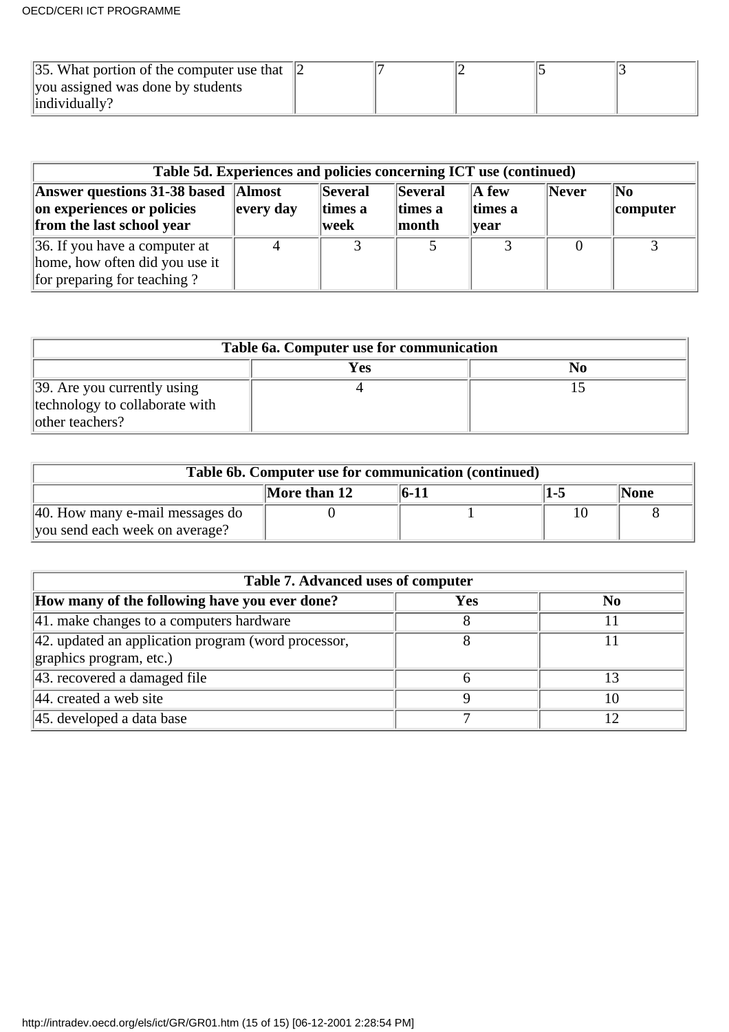| | | | | | |
|---|---|---|---|---|---|
| 35. What portion of the computer use that you assigned was done by students individually? | 2 | 7 | 2 | 5 | 3 |

| Table 5d. Experiences and policies concerning ICT use (continued) | | | | | | |
|---|---|---|---|---|---|---|
| **Answer questions 31-38 based on experiences or policies from the last school year** | **Almost every day** | **Several times a week** | **Several times a month** | **A few times a year** | **Never** | **No computer** |
| 36. If you have a computer at home, how often did you use it for preparing for teaching ? | 4 | 3 | 5 | 3 | 0 | 3 |

| Table 6a. Computer use for communication | | |
|---|---|---|
| | **Yes** | **No** |
| 39. Are you currently using technology to collaborate with other teachers? | 4 | 15 |

| Table 6b. Computer use for communication (continued) | | | | |
|---|---|---|---|---|
| | **More than 12** | **6-11** | **1-5** | **None** |
| 40. How many e-mail messages do you send each week on average? | 0 | 1 | 10 | 8 |

| Table 7. Advanced uses of computer | | |
|---|---|---|
| **How many of the following have you ever done?** | **Yes** | **No** |
| 41. make changes to a computers hardware | 8 | 11 |
| 42. updated an application program (word processor, graphics program, etc.) | 8 | 11 |
| 43. recovered a damaged file | 6 | 13 |
| 44. created a web site | 9 | 10 |
| 45. developed a data base | 7 | 12 |